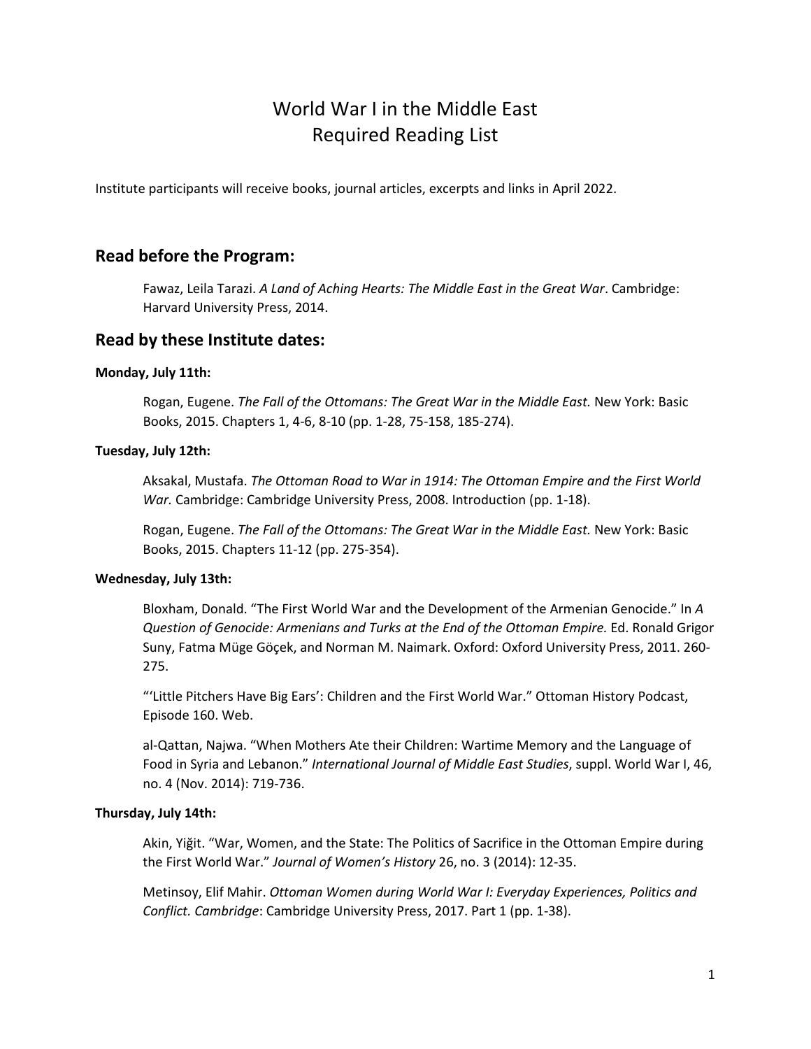# World War I in the Middle East
# Required Reading List

Institute participants will receive books, journal articles, excerpts and links in April 2022.

## Read before the Program:

Fawaz, Leila Tarazi. *A Land of Aching Hearts: The Middle East in the Great War*. Cambridge: Harvard University Press, 2014.

## Read by these Institute dates:

**Monday, July 11th:**

Rogan, Eugene. *The Fall of the Ottomans: The Great War in the Middle East.* New York: Basic Books, 2015. Chapters 1, 4-6, 8-10 (pp. 1-28, 75-158, 185-274).

**Tuesday, July 12th:**

Aksakal, Mustafa. *The Ottoman Road to War in 1914: The Ottoman Empire and the First World War.* Cambridge: Cambridge University Press, 2008. Introduction (pp. 1-18).

Rogan, Eugene. *The Fall of the Ottomans: The Great War in the Middle East.* New York: Basic Books, 2015. Chapters 11-12 (pp. 275-354).

**Wednesday, July 13th:**

Bloxham, Donald. "The First World War and the Development of the Armenian Genocide." In *A Question of Genocide: Armenians and Turks at the End of the Ottoman Empire.* Ed. Ronald Grigor Suny, Fatma Müge Göçek, and Norman M. Naimark. Oxford: Oxford University Press, 2011. 260-275.

"'Little Pitchers Have Big Ears': Children and the First World War." Ottoman History Podcast, Episode 160. Web.

al-Qattan, Najwa. "When Mothers Ate their Children: Wartime Memory and the Language of Food in Syria and Lebanon." *International Journal of Middle East Studies*, suppl. World War I, 46, no. 4 (Nov. 2014): 719-736.

**Thursday, July 14th:**

Akin, Yiğit. "War, Women, and the State: The Politics of Sacrifice in the Ottoman Empire during the First World War." *Journal of Women's History* 26, no. 3 (2014): 12-35.

Metinsoy, Elif Mahir. *Ottoman Women during World War I: Everyday Experiences, Politics and Conflict. Cambridge*: Cambridge University Press, 2017. Part 1 (pp. 1-38).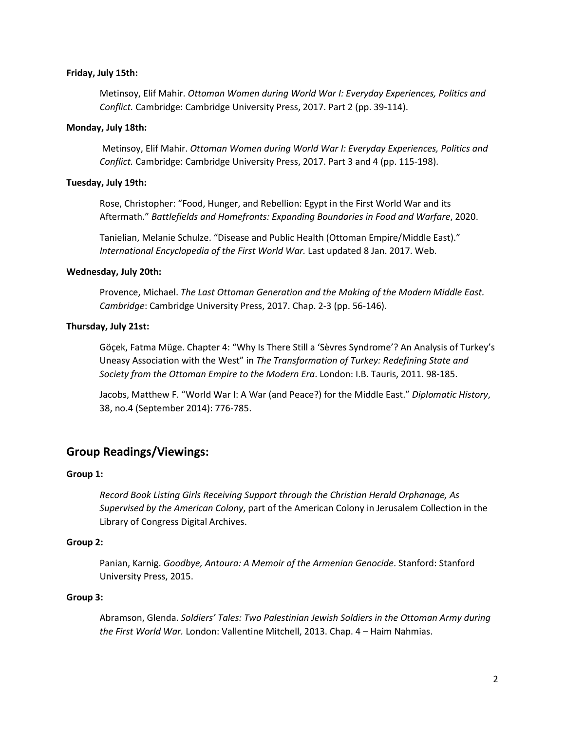**Friday, July 15th:**

Metinsoy, Elif Mahir. *Ottoman Women during World War I: Everyday Experiences, Politics and Conflict.* Cambridge: Cambridge University Press, 2017. Part 2 (pp. 39-114).

**Monday, July 18th:**

Metinsoy, Elif Mahir. *Ottoman Women during World War I: Everyday Experiences, Politics and Conflict.* Cambridge: Cambridge University Press, 2017. Part 3 and 4 (pp. 115-198).

**Tuesday, July 19th:**

Rose, Christopher: "Food, Hunger, and Rebellion: Egypt in the First World War and its Aftermath." *Battlefields and Homefronts: Expanding Boundaries in Food and Warfare*, 2020.

Tanielian, Melanie Schulze. "Disease and Public Health (Ottoman Empire/Middle East)." *International Encyclopedia of the First World War.* Last updated 8 Jan. 2017. Web.

**Wednesday, July 20th:**

Provence, Michael. *The Last Ottoman Generation and the Making of the Modern Middle East. Cambridge*: Cambridge University Press, 2017. Chap. 2-3 (pp. 56-146).

**Thursday, July 21st:**

Göçek, Fatma Müge. Chapter 4: "Why Is There Still a 'Sèvres Syndrome'? An Analysis of Turkey's Uneasy Association with the West" in *The Transformation of Turkey: Redefining State and Society from the Ottoman Empire to the Modern Era*. London: I.B. Tauris, 2011. 98-185.

Jacobs, Matthew F. "World War I: A War (and Peace?) for the Middle East." *Diplomatic History*, 38, no.4 (September 2014): 776-785.

## Group Readings/Viewings:

**Group 1:**

*Record Book Listing Girls Receiving Support through the Christian Herald Orphanage, As Supervised by the American Colony*, part of the American Colony in Jerusalem Collection in the Library of Congress Digital Archives.

**Group 2:**

Panian, Karnig. *Goodbye, Antoura: A Memoir of the Armenian Genocide*. Stanford: Stanford University Press, 2015.

**Group 3:**

Abramson, Glenda. *Soldiers' Tales: Two Palestinian Jewish Soldiers in the Ottoman Army during the First World War.* London: Vallentine Mitchell, 2013. Chap. 4 – Haim Nahmias.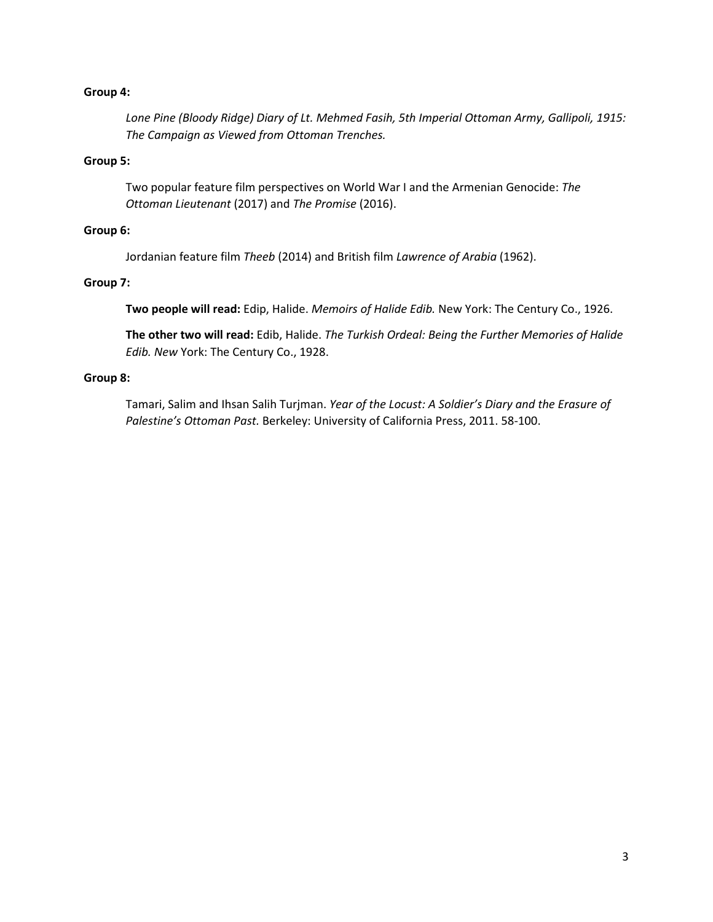**Group 4:**

*Lone Pine (Bloody Ridge) Diary of Lt. Mehmed Fasih, 5th Imperial Ottoman Army, Gallipoli, 1915: The Campaign as Viewed from Ottoman Trenches.*

**Group 5:**

Two popular feature film perspectives on World War I and the Armenian Genocide: *The Ottoman Lieutenant* (2017) and *The Promise* (2016).

**Group 6:**

Jordanian feature film *Theeb* (2014) and British film *Lawrence of Arabia* (1962).

**Group 7:**

**Two people will read:** Edip, Halide. *Memoirs of Halide Edib.* New York: The Century Co., 1926.

**The other two will read:** Edib, Halide. *The Turkish Ordeal: Being the Further Memories of Halide Edib. New* York: The Century Co., 1928.

**Group 8:**

Tamari, Salim and Ihsan Salih Turjman. *Year of the Locust: A Soldier's Diary and the Erasure of Palestine's Ottoman Past.* Berkeley: University of California Press, 2011. 58-100.